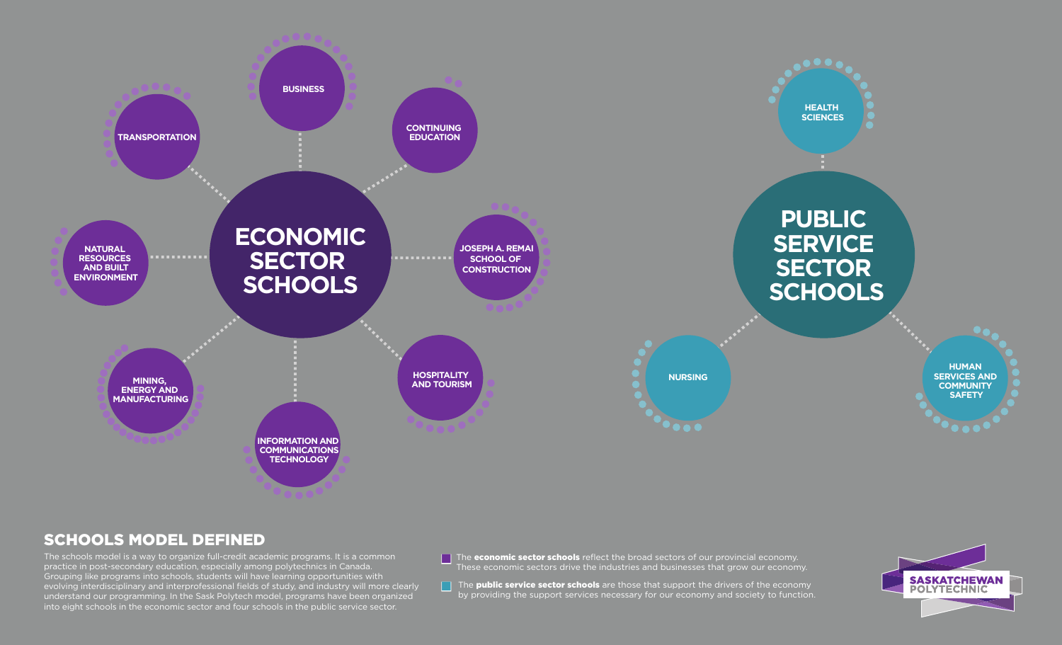## ECONOMIC SECTOR SCHOOLS

- BUSINESS
- CONTINUING EDUCATION
- JOSEPH A. REMAI SCHOOL OF CONSTRUCTION
- HOSPITALITY AND TOURISM
- INFORMATION AND COMMUNICATIONS TECHNOLOGY
- MINING, ENERGY AND MANUFACTURING
- NATURAL RESOURCES AND BUILT ENVIRONMENT
- TRANSPORTATION

## PUBLIC SERVICE SECTOR SCHOOLS

- HEALTH SCIENCES
- HUMAN SERVICES AND COMMUNITY SAFETY
- NURSING

## SCHOOLS MODEL DEFINED

The schools model is a way to organize full-credit academic programs. It is a common practice in post-secondary education, especially among polytechnics in Canada. Grouping like programs into schools, students will have learning opportunities with evolving interdisciplinary and interprofessional fields of study, and industry will more clearly understand our programming. In the Sask Polytech model, programs have been organized into eight schools in the economic sector and four schools in the public service sector.

The **economic sector schools** reflect the broad sectors of our provincial economy. These economic sectors drive the industries and businesses that grow our economy.

The **public service sector schools** are those that support the drivers of the economy by providing the support services necessary for our economy and society to function.

SASKATCHEWAN POLYTECHNIC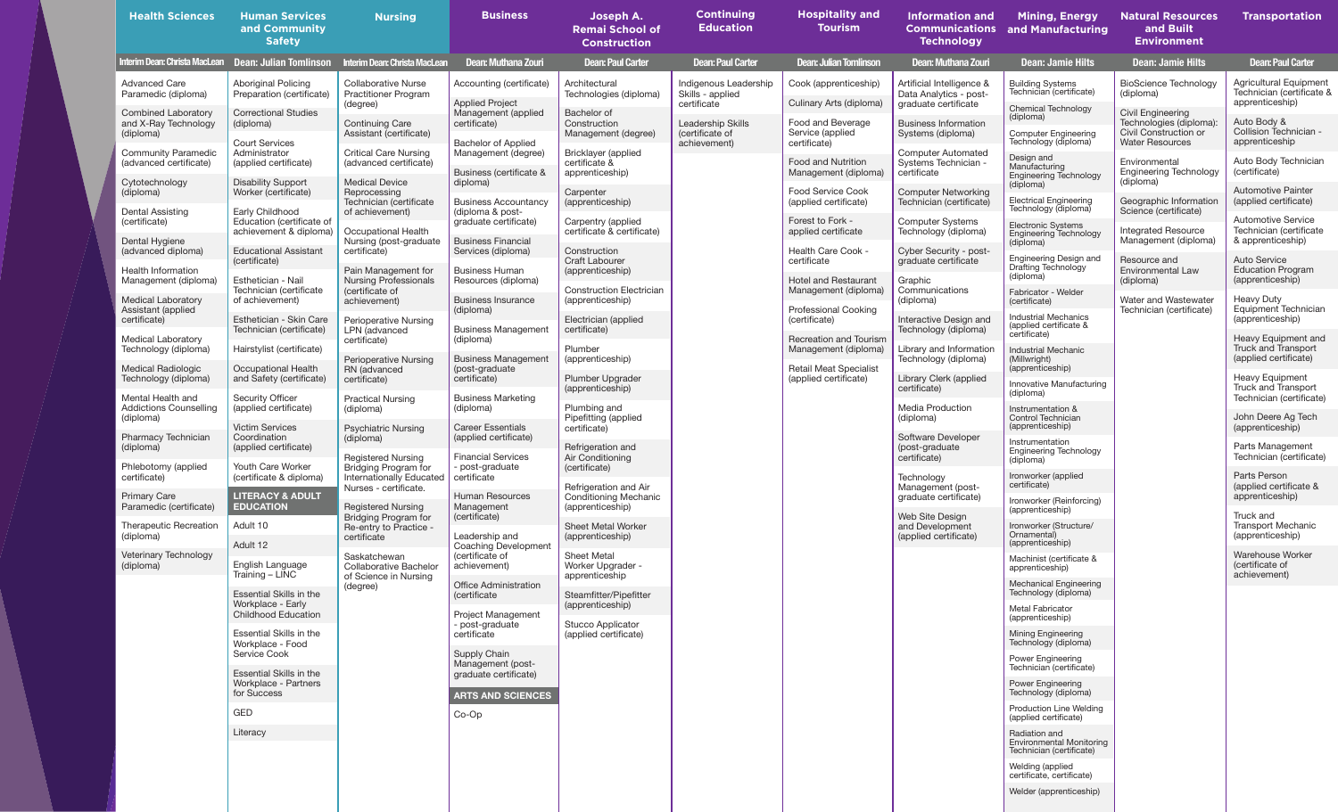## Health Sciences

**Interim Dean: Christa MacLean**

- Advanced Care Paramedic (diploma)
- Combined Laboratory and X-Ray Technology (diploma)
- Community Paramedic (advanced certificate)
- Cytotechnology (diploma)
- Dental Assisting (certificate)
- Dental Hygiene (advanced diploma)
- Health Information Management (diploma)
- Medical Laboratory Assistant (applied certificate)
- Medical Laboratory Technology (diploma)
- Medical Radiologic Technology (diploma)
- Mental Health and Addictions Counselling (diploma)
- Pharmacy Technician (diploma)
- Phlebotomy (applied certificate)
- Primary Care Paramedic (certificate)
- Therapeutic Recreation (diploma)
- Veterinary Technology (diploma)

## Human Services and Community Safety

**Dean: Julian Tomlinson**

- Aboriginal Policing Preparation (certificate)
- Correctional Studies (diploma)
- Court Services Administrator (applied certificate)
- Disability Support Worker (certificate)
- Early Childhood Education (certificate of achievement & diploma)
- Educational Assistant (certificate)
- Esthetician - Nail Technician (certificate of achievement)
- Esthetician - Skin Care Technician (certificate)
- Hairstylist (applied certificate)
- Occupational Health and Safety (certificate)
- Security Officer (applied certificate)
- Victim Services Coordination (applied certificate)
- Youth Care Worker (certificate & diploma)

### LITERACY & ADULT EDUCATION

- Adult 10
- Adult 12
- English Language Training – LINC
- Essential Skills in the Workplace - Early Childhood Education
- Essential Skills in the Workplace - Food Service Cook
- Essential Skills in the Workplace - Partners for Success
- GED
- Literacy

## Nursing

**Interim Dean: Christa MacLean**

- Collaborative Nurse Practitioner Program (degree)
- Continuing Care Assistant (certificate)
- Critical Care Nursing (advanced certificate)
- Medical Device Reprocessing Technician (certificate of achievement)
- Occupational Health Nursing (post-graduate certificate)
- Pain Management for Nursing Professionals (certificate of achievement)
- Perioperative Nursing LPN (advanced certificate)
- Perioperative Nursing RN (advanced certificate)
- Practical Nursing (diploma)
- Psychiatric Nursing (diploma)
- Registered Nursing Bridging Program for Internationally Educated Nurses - certificate.
- Registered Nursing Bridging Program for Re-entry to Practice - certificate
- Saskatchewan Collaborative Bachelor of Science in Nursing (degree)

## Business

**Dean: Muthana Zouri**

- Accounting (certificate)
- Applied Project Management (applied certificate)
- Bachelor of Applied Management (degree)
- Business (certificate & diploma)
- Business Accountancy (diploma & post-graduate certificate)
- Business Financial Services (diploma)
- Business Human Resources (diploma)
- Business Insurance (diploma)
- Business Management (diploma)
- Business Management (post-graduate certificate)
- Business Marketing (diploma)
- Career Essentials (applied certificate)
- Financial Services - post-graduate certificate
- Human Resources Management (certificate)
- Leadership and Coaching Development (certificate of achievement)
- Office Administration (certificate
- Project Management - post-graduate certificate
- Supply Chain Management (post-graduate certificate)

### ARTS AND SCIENCES

- Co-Op

## Joseph A. Remai School of Construction

**Dean: Paul Carter**

- Architectural Technologies (diploma)
- Bachelor of Construction Management (degree)
- Bricklayer (applied certificate & apprenticeship)
- Carpenter (apprenticeship)
- Carpentry (applied certificate & certificate)
- Construction Craft Labourer (apprenticeship)
- Construction Electrician (apprenticeship)
- Electrician (applied certificate)
- Plumber (apprenticeship)
- Plumber Upgrader (apprenticeship)
- Plumbing and Pipefitting (applied certificate)
- Refrigeration and Air Conditioning (certificate)
- Refrigeration and Air Conditioning Mechanic (apprenticeship)
- Sheet Metal Worker (apprenticeship)
- Sheet Metal Worker Upgrader - apprenticeship
- Steamfitter/Pipefitter (apprenticeship)
- Stucco Applicator (applied certificate)

## Continuing Education

**Dean: Paul Carter**

- Indigenous Leadership Skills - applied certificate
- Leadership Skills (certificate of achievement)

## Hospitality and Tourism

**Dean: Julian Tomlinson**

- Cook (apprenticeship)
- Culinary Arts (diploma)
- Food and Beverage Service (applied certificate)
- Food and Nutrition Management (diploma)
- Food Service Cook (applied certificate)
- Forest to Fork - applied certificate
- Health Care Cook - certificate
- Hotel and Restaurant Management (diploma)
- Professional Cooking (certificate)
- Recreation and Tourism Management (diploma)
- Retail Meat Specialist (applied certificate)

## Information and Communications Technology

**Dean: Muthana Zouri**

- Artificial Intelligence & Data Analytics - post-graduate certificate
- Business Information Systems (diploma)
- Computer Automated Systems Technician - certificate
- Computer Networking Technician (certificate)
- Computer Systems Technology (diploma)
- Cyber Security - post-graduate certificate
- Graphic Communications (diploma)
- Interactive Design and Technology (diploma)
- Library and Information Technology (diploma)
- Library Clerk (applied certificate)
- Media Production (diploma)
- Software Developer (post-graduate certificate)
- Technology Management (post-graduate certificate)
- Web Site Design and Development (applied certificate)

## Mining, Energy and Manufacturing

**Dean: Jamie Hilts**

- Building Systems Technician (certificate)
- Chemical Technology (diploma)
- Computer Engineering Technology (diploma)
- Design and Manufacturing Engineering Technology (diploma)
- Electrical Engineering Technology (diploma)
- Electronic Systems Engineering Technology (diploma)
- Engineering Design and Drafting Technology (diploma)
- Fabricator - Welder (certificate)
- Industrial Mechanics (applied certificate & certificate)
- Industrial Mechanic (Millwright) (apprenticeship)
- Innovative Manufacturing (diploma)
- Instrumentation & Control Technician (apprenticeship)
- Instrumentation Engineering Technology (diploma)
- Ironworker (applied certificate)
- Ironworker (Reinforcing) (apprenticeship)
- Ironworker (Structure/Ornamental) (apprenticeship)
- Machinist (certificate & apprenticeship)
- Mechanical Engineering Technology (diploma)
- Metal Fabricator (apprenticeship)
- Mining Engineering Technology (diploma)
- Power Engineering Technician (certificate)
- Power Engineering Technology (diploma)
- Production Line Welding (applied certificate)
- Radiation and Environmental Monitoring Technician (certificate)
- Welding (applied certificate, certificate)
- Welder (apprenticeship)

## Natural Resources and Built Environment

**Dean: Jamie Hilts**

- BioScience Technology (diploma)
- Civil Engineering Technologies (diploma): Civil Construction or Water Resources
- Environmental Engineering Technology (diploma)
- Geographic Information Science (certificate)
- Integrated Resource Management (diploma)
- Resource and Environmental Law (diploma)
- Water and Wastewater Technician (certificate)

## Transportation

**Dean: Paul Carter**

- Agricultural Equipment Technician (certificate & apprenticeship)
- Auto Body & Collision Technician - apprenticeship
- Auto Body Technician (certificate)
- Automotive Painter (applied certificate)
- Automotive Service Technician (certificate & apprenticeship)
- Auto Service Education Program (apprenticeship)
- Heavy Duty Equipment Technician (apprenticeship)
- Heavy Equipment and Truck and Transport (applied certificate)
- Heavy Equipment Truck and Transport Technician (certificate)
- John Deere Ag Tech (apprenticeship)
- Parts Management Technician (certificate)
- Parts Person (applied certificate & apprenticeship)
- Truck and Transport Mechanic (apprenticeship)
- Warehouse Worker (certificate of achievement)